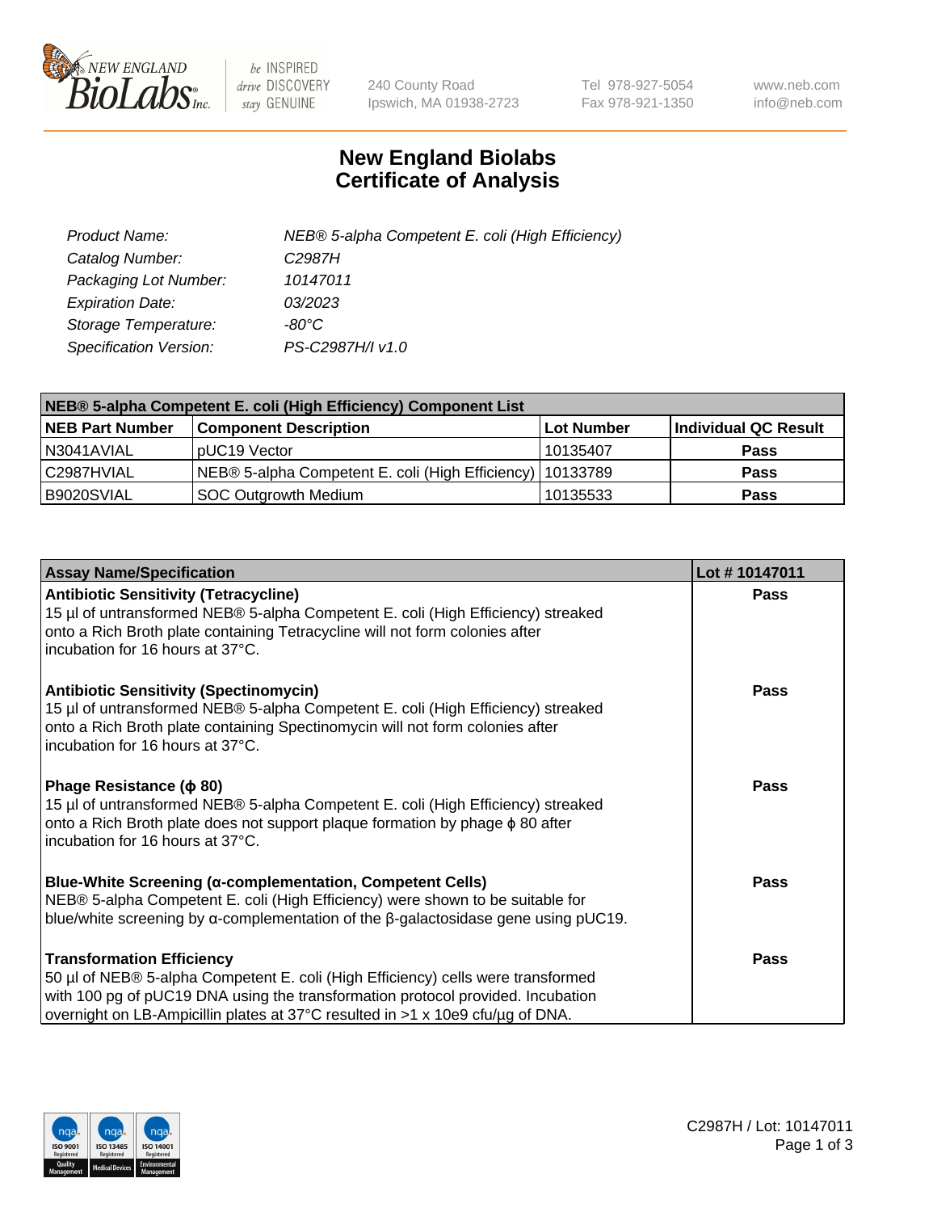# New England Biolabs Certificate of Analysis

| | |
|---|---|
| *Product Name:* | *NEB® 5-alpha Competent E. coli (High Efficiency)* |
| *Catalog Number:* | *C2987H* |
| *Packaging Lot Number:* | *10147011* |
| *Expiration Date:* | *03/2023* |
| *Storage Temperature:* | *-80°C* |
| *Specification Version:* | *PS-C2987H/I v1.0* |

| NEB® 5-alpha Competent E. coli (High Efficiency) Component List | | | |
|---|---|---|---|
| **NEB Part Number** | **Component Description** | **Lot Number** | **Individual QC Result** |
| N3041AVIAL | pUC19 Vector | 10135407 | **Pass** |
| C2987HVIAL | NEB® 5-alpha Competent E. coli (High Efficiency) | 10133789 | **Pass** |
| B9020SVIAL | SOC Outgrowth Medium | 10135533 | **Pass** |

| Assay Name/Specification | Lot # 10147011 |
|---|---|
| **Antibiotic Sensitivity (Tetracycline)**<br>15 µl of untransformed NEB® 5-alpha Competent E. coli (High Efficiency) streaked onto a Rich Broth plate containing Tetracycline will not form colonies after incubation for 16 hours at 37°C. | **Pass** |
| **Antibiotic Sensitivity (Spectinomycin)**<br>15 µl of untransformed NEB® 5-alpha Competent E. coli (High Efficiency) streaked onto a Rich Broth plate containing Spectinomycin will not form colonies after incubation for 16 hours at 37°C. | **Pass** |
| **Phage Resistance (ϕ 80)**<br>15 µl of untransformed NEB® 5-alpha Competent E. coli (High Efficiency) streaked onto a Rich Broth plate does not support plaque formation by phage ϕ 80 after incubation for 16 hours at 37°C. | **Pass** |
| **Blue-White Screening (α-complementation, Competent Cells)**<br>NEB® 5-alpha Competent E. coli (High Efficiency) were shown to be suitable for blue/white screening by α-complementation of the β-galactosidase gene using pUC19. | **Pass** |
| **Transformation Efficiency**<br>50 µl of NEB® 5-alpha Competent E. coli (High Efficiency) cells were transformed with 100 pg of pUC19 DNA using the transformation protocol provided. Incubation overnight on LB-Ampicillin plates at 37°C resulted in >1 x 10e9 cfu/µg of DNA. | **Pass** |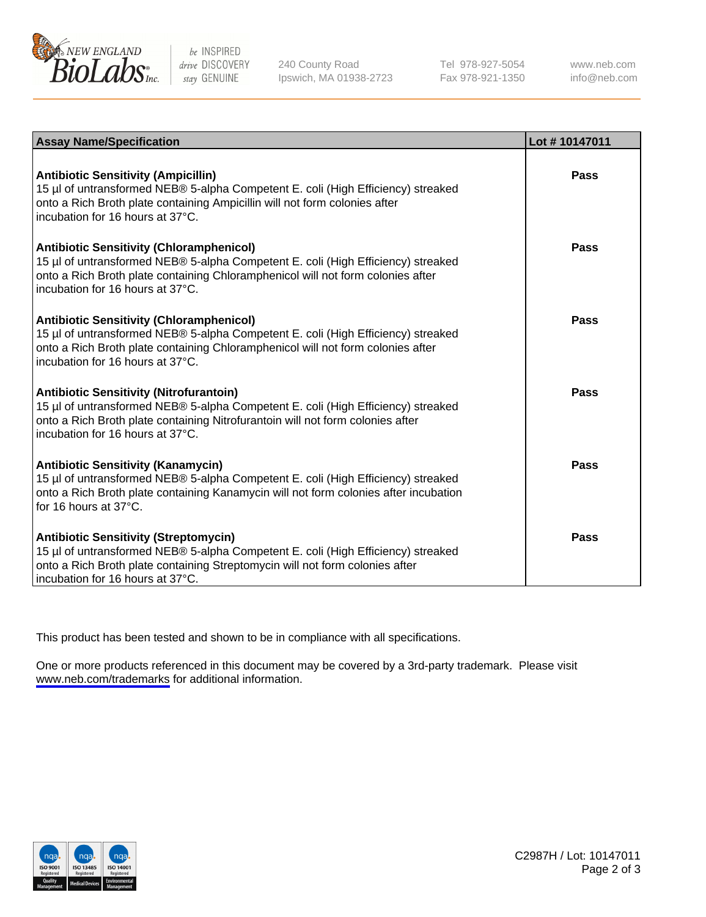| Assay Name/Specification | Lot # 10147011 |
| --- | --- |
| **Antibiotic Sensitivity (Ampicillin)**<br>15 µl of untransformed NEB® 5-alpha Competent E. coli (High Efficiency) streaked onto a Rich Broth plate containing Ampicillin will not form colonies after incubation for 16 hours at 37°C. | Pass |
| **Antibiotic Sensitivity (Chloramphenicol)**<br>15 µl of untransformed NEB® 5-alpha Competent E. coli (High Efficiency) streaked onto a Rich Broth plate containing Chloramphenicol will not form colonies after incubation for 16 hours at 37°C. | Pass |
| **Antibiotic Sensitivity (Chloramphenicol)**<br>15 µl of untransformed NEB® 5-alpha Competent E. coli (High Efficiency) streaked onto a Rich Broth plate containing Chloramphenicol will not form colonies after incubation for 16 hours at 37°C. | Pass |
| **Antibiotic Sensitivity (Nitrofurantoin)**<br>15 µl of untransformed NEB® 5-alpha Competent E. coli (High Efficiency) streaked onto a Rich Broth plate containing Nitrofurantoin will not form colonies after incubation for 16 hours at 37°C. | Pass |
| **Antibiotic Sensitivity (Kanamycin)**<br>15 µl of untransformed NEB® 5-alpha Competent E. coli (High Efficiency) streaked onto a Rich Broth plate containing Kanamycin will not form colonies after incubation for 16 hours at 37°C. | Pass |
| **Antibiotic Sensitivity (Streptomycin)**<br>15 µl of untransformed NEB® 5-alpha Competent E. coli (High Efficiency) streaked onto a Rich Broth plate containing Streptomycin will not form colonies after incubation for 16 hours at 37°C. | Pass |

This product has been tested and shown to be in compliance with all specifications.

One or more products referenced in this document may be covered by a 3rd-party trademark. Please visit www.neb.com/trademarks for additional information.

C2987H / Lot: 10147011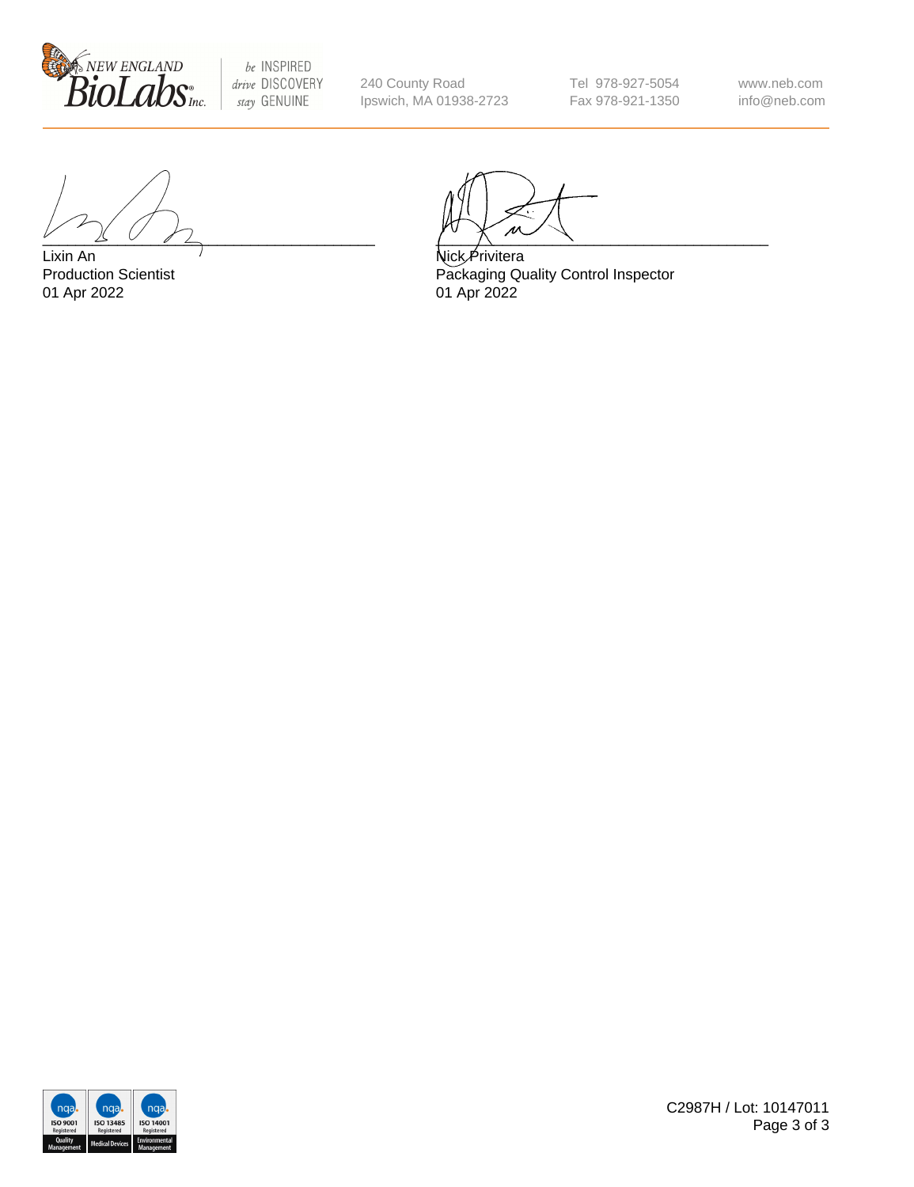Lixin An
Production Scientist
01 Apr 2022

Nick Privitera
Packaging Quality Control Inspector
01 Apr 2022

C2987H / Lot: 10147011